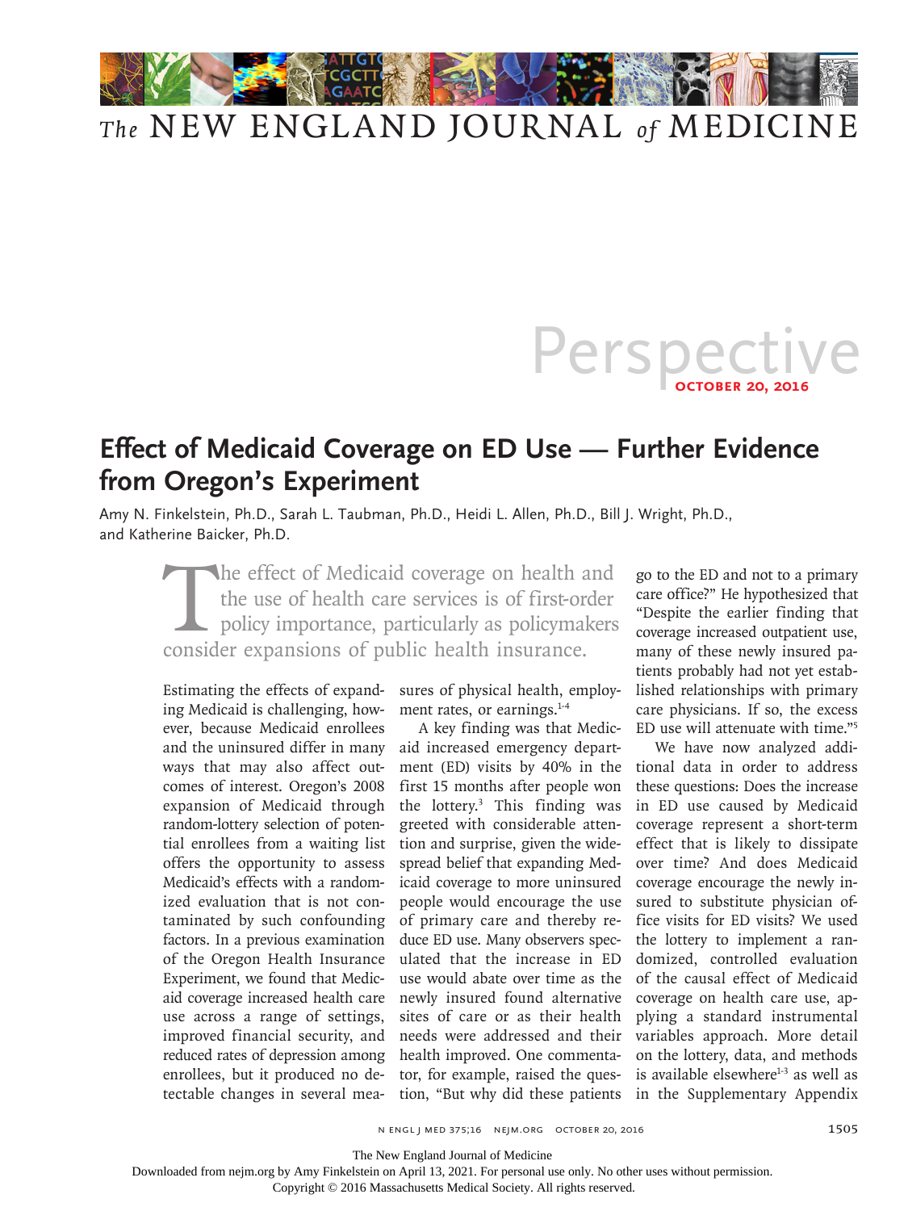# Perspective

**OCTOBER 20, 2016**

## Effect of Medicaid Coverage on ED Use — Further Evidence from Oregon's Experiment

Amy N. Finkelstein, Ph.D., Sarah L. Taubman, Ph.D., Heidi L. Allen, Ph.D., Bill J. Wright, Ph.D., and Katherine Baicker, Ph.D.

The effect of Medicaid coverage on health and the use of health care services is of first-order policy importance, particularly as policymakers consider expansions of public health insurance.

Estimating the effects of expanding Medicaid is challenging, however, because Medicaid enrollees and the uninsured differ in many ways that may also affect outcomes of interest. Oregon's 2008 expansion of Medicaid through random-lottery selection of potential enrollees from a waiting list offers the opportunity to assess Medicaid's effects with a randomized evaluation that is not contaminated by such confounding factors. In a previous examination of the Oregon Health Insurance Experiment, we found that Medicaid coverage increased health care use across a range of settings, improved financial security, and reduced rates of depression among enrollees, but it produced no detectable changes in several measures of physical health, employment rates, or earnings.[1-4]

A key finding was that Medicaid increased emergency department (ED) visits by 40% in the first 15 months after people won the lottery.[3] This finding was greeted with considerable attention and surprise, given the widespread belief that expanding Medicaid coverage to more uninsured people would encourage the use of primary care and thereby reduce ED use. Many observers speculated that the increase in ED use would abate over time as the newly insured found alternative sites of care or as their health needs were addressed and their health improved. One commentator, for example, raised the question, "But why did these patients go to the ED and not to a primary care office?" He hypothesized that "Despite the earlier finding that coverage increased outpatient use, many of these newly insured patients probably had not yet established relationships with primary care physicians. If so, the excess ED use will attenuate with time."[5]

We have now analyzed additional data in order to address these questions: Does the increase in ED use caused by Medicaid coverage represent a short-term effect that is likely to dissipate over time? And does Medicaid coverage encourage the newly insured to substitute physician office visits for ED visits? We used the lottery to implement a randomized, controlled evaluation of the causal effect of Medicaid coverage on health care use, applying a standard instrumental variables approach. More detail on the lottery, data, and methods is available elsewhere[1-3] as well as in the Supplementary Appendix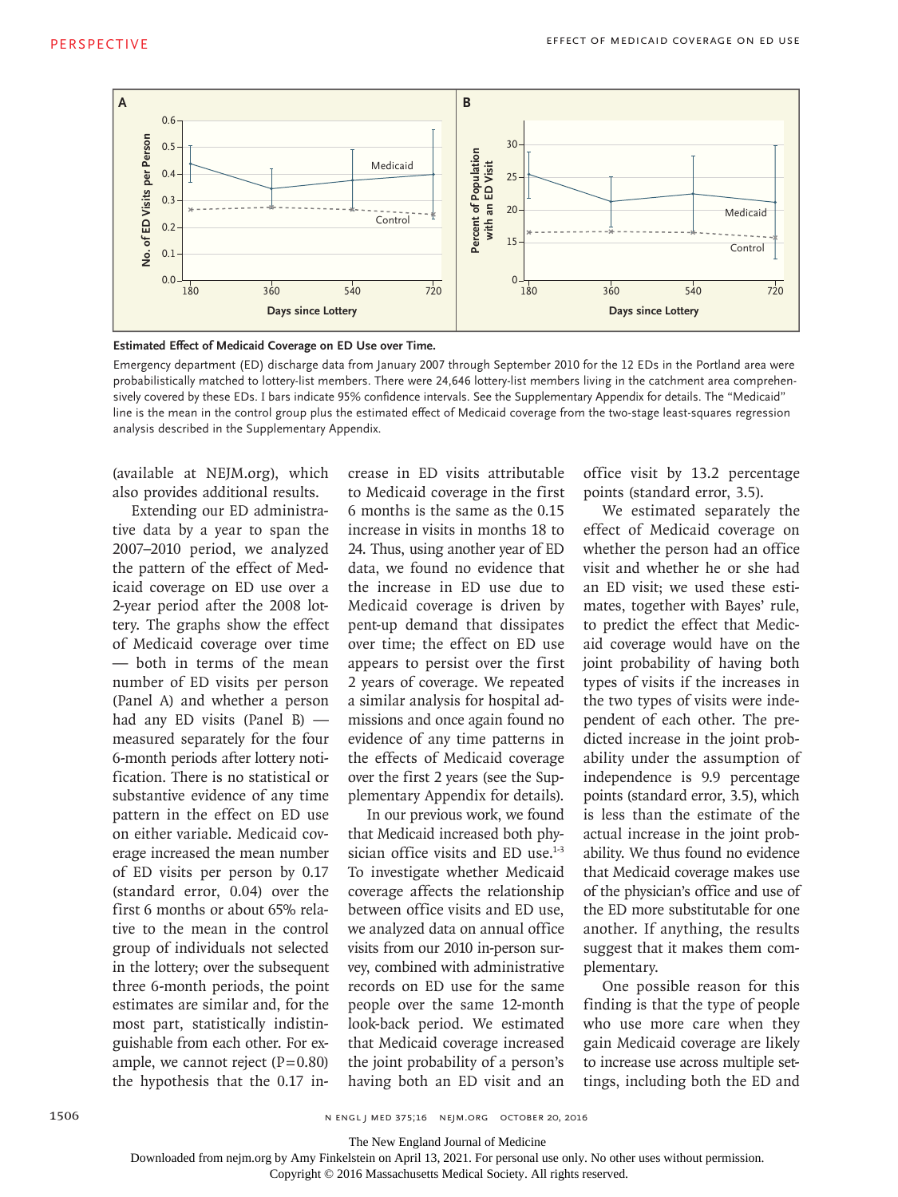**Estimated Effect of Medicaid Coverage on ED Use over Time.**

Emergency department (ED) discharge data from January 2007 through September 2010 for the 12 EDs in the Portland area were probabilistically matched to lottery-list members. There were 24,646 lottery-list members living in the catchment area comprehensively covered by these EDs. I bars indicate 95% confidence intervals. See the Supplementary Appendix for details. The "Medicaid" line is the mean in the control group plus the estimated effect of Medicaid coverage from the two-stage least-squares regression analysis described in the Supplementary Appendix.

(available at NEJM.org), which also provides additional results.

Extending our ED administrative data by a year to span the 2007–2010 period, we analyzed the pattern of the effect of Medicaid coverage on ED use over a 2-year period after the 2008 lottery. The graphs show the effect of Medicaid coverage over time — both in terms of the mean number of ED visits per person (Panel A) and whether a person had any ED visits (Panel B) — measured separately for the four 6-month periods after lottery notification. There is no statistical or substantive evidence of any time pattern in the effect on ED use on either variable. Medicaid coverage increased the mean number of ED visits per person by 0.17 (standard error, 0.04) over the first 6 months or about 65% relative to the mean in the control group of individuals not selected in the lottery; over the subsequent three 6-month periods, the point estimates are similar and, for the most part, statistically indistinguishable from each other. For example, we cannot reject ($P=0.80$) the hypothesis that the 0.17 increase in ED visits attributable to Medicaid coverage in the first 6 months is the same as the 0.15 increase in visits in months 18 to 24. Thus, using another year of ED data, we found no evidence that the increase in ED use due to Medicaid coverage is driven by pent-up demand that dissipates over time; the effect on ED use appears to persist over the first 2 years of coverage. We repeated a similar analysis for hospital admissions and once again found no evidence of any time patterns in the effects of Medicaid coverage over the first 2 years (see the Supplementary Appendix for details).

In our previous work, we found that Medicaid increased both physician office visits and ED use.[1-3] To investigate whether Medicaid coverage affects the relationship between office visits and ED use, we analyzed data on annual office visits from our 2010 in-person survey, combined with administrative records on ED use for the same people over the same 12-month look-back period. We estimated that Medicaid coverage increased the joint probability of a person's having both an ED visit and an office visit by 13.2 percentage points (standard error, 3.5).

We estimated separately the effect of Medicaid coverage on whether the person had an office visit and whether he or she had an ED visit; we used these estimates, together with Bayes' rule, to predict the effect that Medicaid coverage would have on the joint probability of having both types of visits if the increases in the two types of visits were independent of each other. The predicted increase in the joint probability under the assumption of independence is 9.9 percentage points (standard error, 3.5), which is less than the estimate of the actual increase in the joint probability. We thus found no evidence that Medicaid coverage makes use of the physician's office and use of the ED more substitutable for one another. If anything, the results suggest that it makes them complementary.

One possible reason for this finding is that the type of people who use more care when they gain Medicaid coverage are likely to increase use across multiple settings, including both the ED and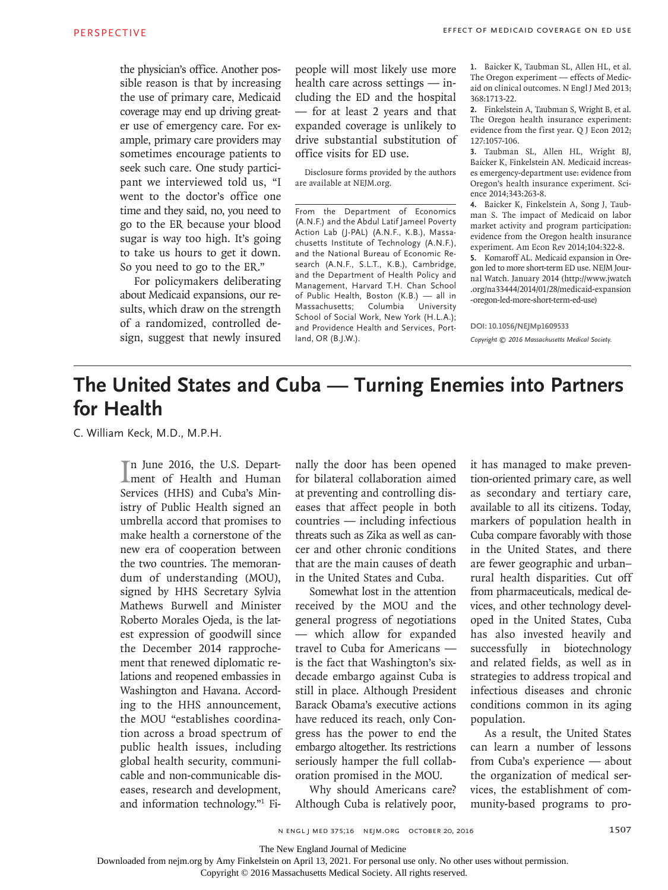the physician's office. Another possible reason is that by increasing the use of primary care, Medicaid coverage may end up driving greater use of emergency care. For example, primary care providers may sometimes encourage patients to seek such care. One study participant we interviewed told us, "I went to the doctor's office one time and they said, no, you need to go to the ER because your blood sugar is way too high. It's going to take us hours to get it down. So you need to go to the ER."

For policymakers deliberating about Medicaid expansions, our results, which draw on the strength of a randomized, controlled design, suggest that newly insured people will most likely use more health care across settings — including the ED and the hospital — for at least 2 years and that expanded coverage is unlikely to drive substantial substitution of office visits for ED use.

Disclosure forms provided by the authors are available at NEJM.org.

From the Department of Economics (A.N.F.) and the Abdul Latif Jameel Poverty Action Lab (J-PAL) (A.N.F., K.B.), Massachusetts Institute of Technology (A.N.F.), and the National Bureau of Economic Research (A.N.F., S.L.T., K.B.), Cambridge, and the Department of Health Policy and Management, Harvard T.H. Chan School of Public Health, Boston (K.B.) — all in Massachusetts; Columbia University School of Social Work, New York (H.L.A.); and Providence Health and Services, Portland, OR (B.J.W.).

1. Baicker K, Taubman SL, Allen HL, et al. The Oregon experiment — effects of Medicaid on clinical outcomes. N Engl J Med 2013;368:1713-22.
2. Finkelstein A, Taubman S, Wright B, et al. The Oregon health insurance experiment: evidence from the first year. Q J Econ 2012;127:1057-106.
3. Taubman SL, Allen HL, Wright BJ, Baicker K, Finkelstein AN. Medicaid increases emergency-department use: evidence from Oregon's health insurance experiment. Science 2014;343:263-8.
4. Baicker K, Finkelstein A, Song J, Taubman S. The impact of Medicaid on labor market activity and program participation: evidence from the Oregon health insurance experiment. Am Econ Rev 2014;104:322-8.
5. Komaroff AL. Medicaid expansion in Oregon led to more short-term ED use. NEJM Journal Watch. January 2014 (http://www.jwatch.org/na33444/2014/01/28/medicaid-expansion-oregon-led-more-short-term-ed-use)

DOI: 10.1056/NEJMp1609533

*Copyright © 2016 Massachusetts Medical Society.*

# The United States and Cuba — Turning Enemies into Partners for Health

C. William Keck, M.D., M.P.H.

In June 2016, the U.S. Department of Health and Human Services (HHS) and Cuba's Ministry of Public Health signed an umbrella accord that promises to make health a cornerstone of the new era of cooperation between the two countries. The memorandum of understanding (MOU), signed by HHS Secretary Sylvia Mathews Burwell and Minister Roberto Morales Ojeda, is the latest expression of goodwill since the December 2014 rapprochement that renewed diplomatic relations and reopened embassies in Washington and Havana. According to the HHS announcement, the MOU "establishes coordination across a broad spectrum of public health issues, including global health security, communicable and non-communicable diseases, research and development, and information technology."[1] Finally the door has been opened for bilateral collaboration aimed at preventing and controlling diseases that affect people in both countries — including infectious threats such as Zika as well as cancer and other chronic conditions that are the main causes of death in the United States and Cuba.

Somewhat lost in the attention received by the MOU and the general progress of negotiations — which allow for expanded travel to Cuba for Americans — is the fact that Washington's six-decade embargo against Cuba is still in place. Although President Barack Obama's executive actions have reduced its reach, only Congress has the power to end the embargo altogether. Its restrictions seriously hamper the full collaboration promised in the MOU.

Why should Americans care? Although Cuba is relatively poor, it has managed to make prevention-oriented primary care, as well as secondary and tertiary care, available to all its citizens. Today, markers of population health in Cuba compare favorably with those in the United States, and there are fewer geographic and urban–rural health disparities. Cut off from pharmaceuticals, medical devices, and other technology developed in the United States, Cuba has also invested heavily and successfully in biotechnology and related fields, as well as in strategies to address tropical and infectious diseases and chronic conditions common in its aging population.

As a result, the United States can learn a number of lessons from Cuba's experience — about the organization of medical services, the establishment of community-based programs to pro-